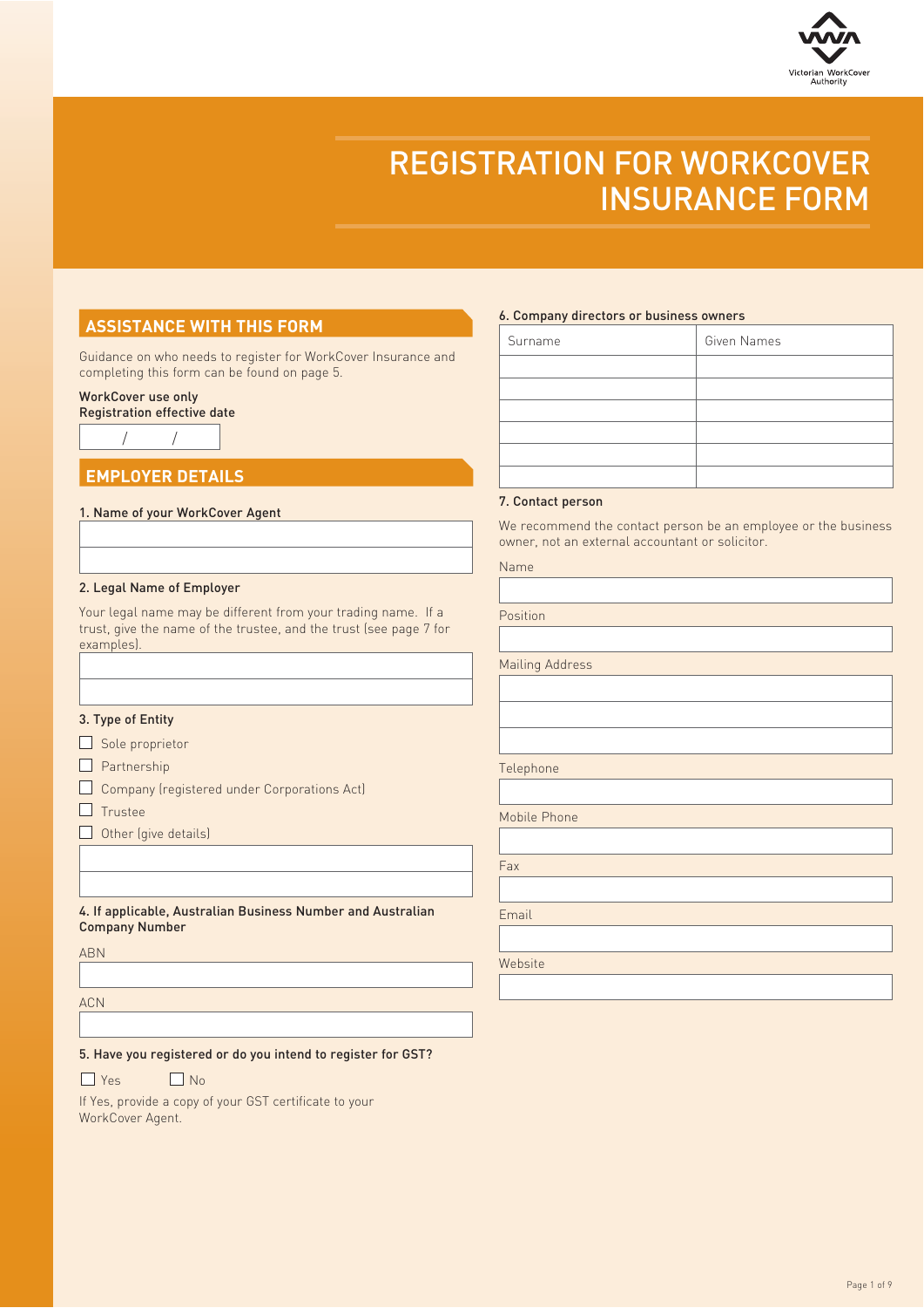Victorian WorkCover Authority

# REGISTRATION FOR WORKCOVER INSURANCE FORM

## ASSISTANCE WITH THIS FORM

Guidance on who needs to register for WorkCover Insurance and completing this form can be found on page 5.

**WorkCover use only**
**Registration effective date**

/ /

## EMPLOYER DETAILS

**1. Name of your WorkCover Agent**

**2. Legal Name of Employer**

Your legal name may be different from your trading name. If a trust, give the name of the trustee, and the trust (see page 7 for examples).

**3. Type of Entity**

- ☐ Sole proprietor
- ☐ Partnership
- ☐ Company (registered under Corporations Act)
- ☐ Trustee
- ☐ Other (give details)

**4. If applicable, Australian Business Number and Australian Company Number**

ABN

ACN

**5. Have you registered or do you intend to register for GST?**

☐ Yes ☐ No

If Yes, provide a copy of your GST certificate to your WorkCover Agent.

**6. Company directors or business owners**

| Surname | Given Names |
| --- | --- |
| | |
| | |
| | |
| | |
| | |
| | |

**7. Contact person**

We recommend the contact person be an employee or the business owner, not an external accountant or solicitor.

Name

Position

Mailing Address

Telephone

Mobile Phone

Fax

Email

Website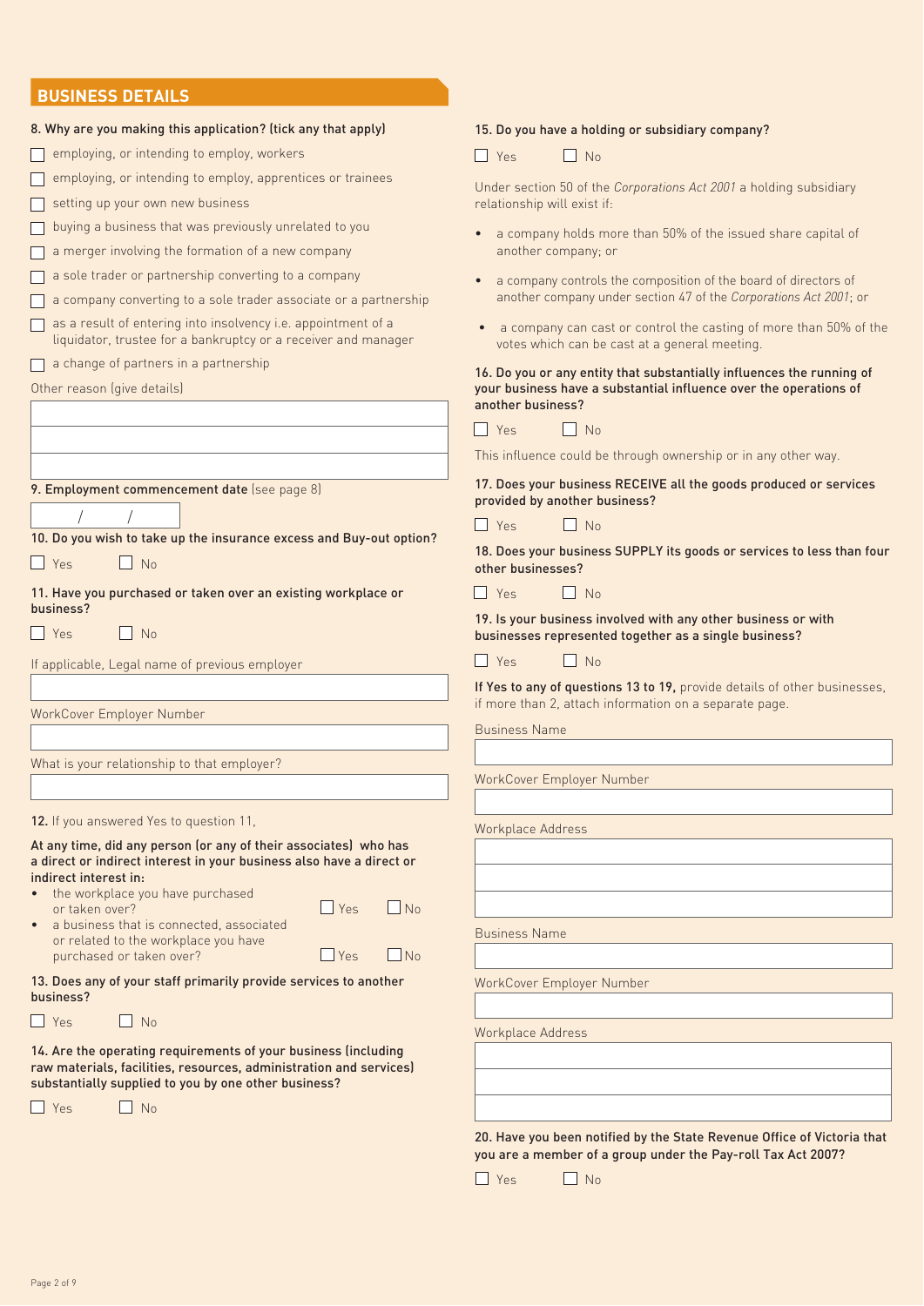## BUSINESS DETAILS

**8. Why are you making this application? (tick any that apply)**

- ☐ employing, or intending to employ, workers
- ☐ employing, or intending to employ, apprentices or trainees
- ☐ setting up your own new business
- ☐ buying a business that was previously unrelated to you
- ☐ a merger involving the formation of a new company
- ☐ a sole trader or partnership converting to a company
- ☐ a company converting to a sole trader associate or a partnership
- ☐ as a result of entering into insolvency i.e. appointment of a liquidator, trustee for a bankruptcy or a receiver and manager
- ☐ a change of partners in a partnership

Other reason (give details)

\_\_\_\_\_\_\_\_\_\_\_\_\_\_\_\_\_\_\_\_

**9. Employment commencement date** (see page 8)

/ /

**10. Do you wish to take up the insurance excess and Buy-out option?**

☐ Yes ☐ No

**11. Have you purchased or taken over an existing workplace or business?**

☐ Yes ☐ No

If applicable, Legal name of previous employer

\_\_\_\_\_\_\_\_\_\_\_\_\_\_\_\_\_\_\_\_

WorkCover Employer Number

\_\_\_\_\_\_\_\_\_\_\_\_\_\_\_\_\_\_\_\_

What is your relationship to that employer?

\_\_\_\_\_\_\_\_\_\_\_\_\_\_\_\_\_\_\_\_

**12.** If you answered Yes to question 11,

**At any time, did any person (or any of their associates) who has a direct or indirect interest in your business also have a direct or indirect interest in:**

- the workplace you have purchased or taken over? ☐ Yes ☐ No
- a business that is connected, associated or related to the workplace you have purchased or taken over? ☐ Yes ☐ No

**13. Does any of your staff primarily provide services to another business?**

☐ Yes ☐ No

**14. Are the operating requirements of your business (including raw materials, facilities, resources, administration and services) substantially supplied to you by one other business?**

☐ Yes ☐ No

**15. Do you have a holding or subsidiary company?**

☐ Yes ☐ No

Under section 50 of the *Corporations Act 2001* a holding subsidiary relationship will exist if:

- a company holds more than 50% of the issued share capital of another company; or
- a company controls the composition of the board of directors of another company under section 47 of the *Corporations Act 2001*; or
- a company can cast or control the casting of more than 50% of the votes which can be cast at a general meeting.

**16. Do you or any entity that substantially influences the running of your business have a substantial influence over the operations of another business?**

☐ Yes ☐ No

This influence could be through ownership or in any other way.

**17. Does your business RECEIVE all the goods produced or services provided by another business?**

☐ Yes ☐ No

**18. Does your business SUPPLY its goods or services to less than four other businesses?**

☐ Yes ☐ No

**19. Is your business involved with any other business or with businesses represented together as a single business?**

☐ Yes ☐ No

**If Yes to any of questions 13 to 19,** provide details of other businesses, if more than 2, attach information on a separate page.

Business Name

\_\_\_\_\_\_\_\_\_\_\_\_\_\_\_\_\_\_\_\_

WorkCover Employer Number

\_\_\_\_\_\_\_\_\_\_\_\_\_\_\_\_\_\_\_\_

Workplace Address

\_\_\_\_\_\_\_\_\_\_\_\_\_\_\_\_\_\_\_\_

Business Name

\_\_\_\_\_\_\_\_\_\_\_\_\_\_\_\_\_\_\_\_

WorkCover Employer Number

\_\_\_\_\_\_\_\_\_\_\_\_\_\_\_\_\_\_\_\_

Workplace Address

\_\_\_\_\_\_\_\_\_\_\_\_\_\_\_\_\_\_\_\_

**20. Have you been notified by the State Revenue Office of Victoria that you are a member of a group under the Pay-roll Tax Act 2007?**

☐ Yes ☐ No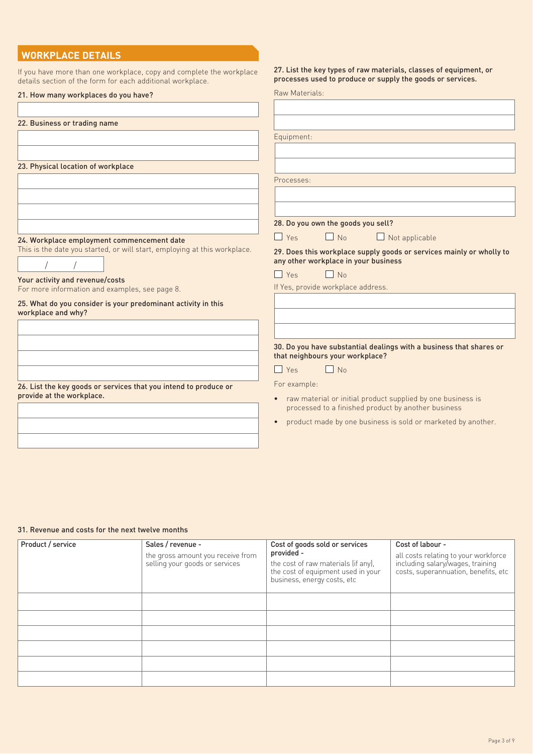## WORKPLACE DETAILS

If you have more than one workplace, copy and complete the workplace details section of the form for each additional workplace.

**21. How many workplaces do you have?**

**22. Business or trading name**

**23. Physical location of workplace**

**24. Workplace employment commencement date**

This is the date you started, or will start, employing at this workplace.

/ /

**Your activity and revenue/costs**

For more information and examples, see page 8.

**25. What do you consider is your predominant activity in this workplace and why?**

**26. List the key goods or services that you intend to produce or provide at the workplace.**

**27. List the key types of raw materials, classes of equipment, or processes used to produce or supply the goods or services.**

Raw Materials:

Equipment:

Processes:

**28. Do you own the goods you sell?**

☐ Yes ☐ No ☐ Not applicable

**29. Does this workplace supply goods or services mainly or wholly to any other workplace in your business**

☐ Yes ☐ No

If Yes, provide workplace address.

**30. Do you have substantial dealings with a business that shares or that neighbours your workplace?**

☐ Yes ☐ No

For example:

- raw material or initial product supplied by one business is processed to a finished product by another business
- product made by one business is sold or marketed by another.

**31. Revenue and costs for the next twelve months**

| Product / service | Sales / revenue - the gross amount you receive from selling your goods or services | Cost of goods sold or services provided - the cost of raw materials (if any), the cost of equipment used in your business, energy costs, etc | Cost of labour - all costs relating to your workforce including salary/wages, training costs, superannuation, benefits, etc |
|---|---|---|---|
| | | | |
| | | | |
| | | | |
| | | | |
| | | | |
| | | | |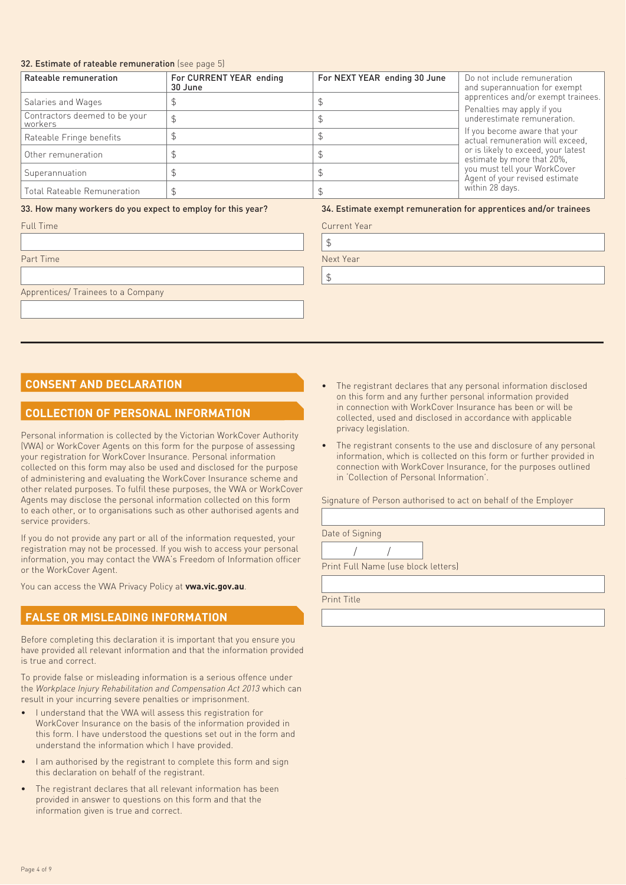### 32. Estimate of rateable remuneration (see page 5)

| Rateable remuneration | For CURRENT YEAR ending 30 June | For NEXT YEAR ending 30 June | Do not include remuneration and superannuation for exempt apprentices and/or exempt trainees. Penalties may apply if you underestimate remuneration. If you become aware that your actual remuneration will exceed, or is likely to exceed, your latest estimate by more that 20%, you must tell your WorkCover Agent of your revised estimate within 28 days. |
|---|---|---|---|
| Salaries and Wages | $ | $ | |
| Contractors deemed to be your workers | $ | $ | |
| Rateable Fringe benefits | $ | $ | |
| Other remuneration | $ | $ | |
| Superannuation | $ | $ | |
| Total Rateable Remuneration | $ | $ | |

### 33. How many workers do you expect to employ for this year?

Full Time

Part Time

Apprentices/ Trainees to a Company

### 34. Estimate exempt remuneration for apprentices and/or trainees

Current Year

$

Next Year

$

## CONSENT AND DECLARATION

## COLLECTION OF PERSONAL INFORMATION

Personal information is collected by the Victorian WorkCover Authority (VWA) or WorkCover Agents on this form for the purpose of assessing your registration for WorkCover Insurance. Personal information collected on this form may also be used and disclosed for the purpose of administering and evaluating the WorkCover Insurance scheme and other related purposes. To fulfil these purposes, the VWA or WorkCover Agents may disclose the personal information collected on this form to each other, or to organisations such as other authorised agents and service providers.

If you do not provide any part or all of the information requested, your registration may not be processed. If you wish to access your personal information, you may contact the VWA's Freedom of Information officer or the WorkCover Agent.

You can access the VWA Privacy Policy at **vwa.vic.gov.au**.

## FALSE OR MISLEADING INFORMATION

Before completing this declaration it is important that you ensure you have provided all relevant information and that the information provided is true and correct.

To provide false or misleading information is a serious offence under the *Workplace Injury Rehabilitation and Compensation Act 2013* which can result in your incurring severe penalties or imprisonment.

- I understand that the VWA will assess this registration for WorkCover Insurance on the basis of the information provided in this form. I have understood the questions set out in the form and understand the information which I have provided.
- I am authorised by the registrant to complete this form and sign this declaration on behalf of the registrant.
- The registrant declares that all relevant information has been provided in answer to questions on this form and that the information given is true and correct.
- The registrant declares that any personal information disclosed on this form and any further personal information provided in connection with WorkCover Insurance has been or will be collected, used and disclosed in accordance with applicable privacy legislation.
- The registrant consents to the use and disclosure of any personal information, which is collected on this form or further provided in connection with WorkCover Insurance, for the purposes outlined in 'Collection of Personal Information'.

Signature of Person authorised to act on behalf of the Employer

Date of Signing

/ /

Print Full Name (use block letters)

Print Title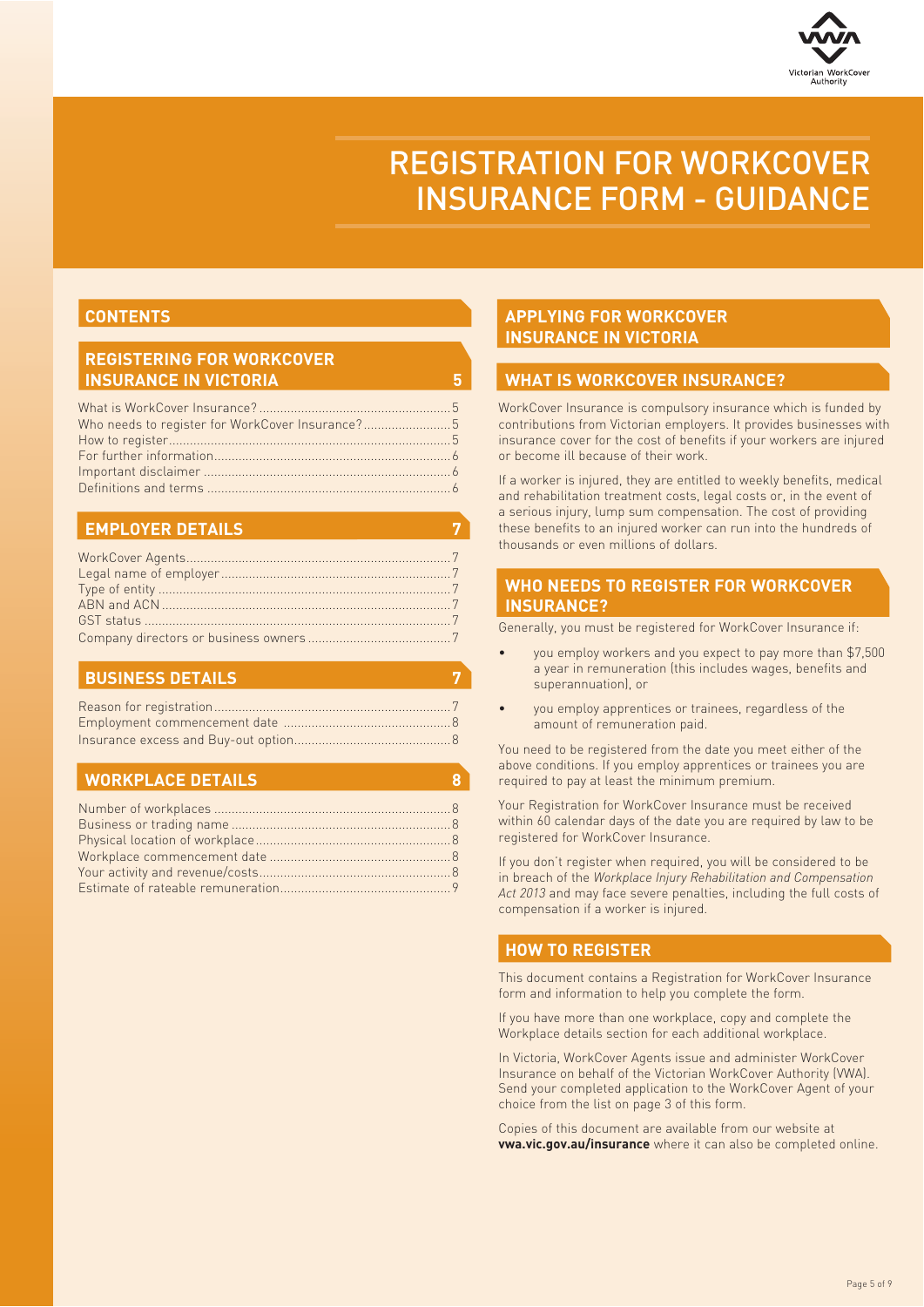# REGISTRATION FOR WORKCOVER INSURANCE FORM - GUIDANCE

## CONTENTS

### REGISTERING FOR WORKCOVER INSURANCE IN VICTORIA — 5

| | |
|---|---|
| What is WorkCover Insurance? | 5 |
| Who needs to register for WorkCover Insurance? | 5 |
| How to register | 5 |
| For further information | 6 |
| Important disclaimer | 6 |
| Definitions and terms | 6 |

### EMPLOYER DETAILS — 7

| | |
|---|---|
| WorkCover Agents | 7 |
| Legal name of employer | 7 |
| Type of entity | 7 |
| ABN and ACN | 7 |
| GST status | 7 |
| Company directors or business owners | 7 |

### BUSINESS DETAILS — 7

| | |
|---|---|
| Reason for registration | 7 |
| Employment commencement date | 8 |
| Insurance excess and Buy-out option | 8 |

### WORKPLACE DETAILS — 8

| | |
|---|---|
| Number of workplaces | 8 |
| Business or trading name | 8 |
| Physical location of workplace | 8 |
| Workplace commencement date | 8 |
| Your activity and revenue/costs | 8 |
| Estimate of rateable remuneration | 9 |

## APPLYING FOR WORKCOVER INSURANCE IN VICTORIA

### WHAT IS WORKCOVER INSURANCE?

WorkCover Insurance is compulsory insurance which is funded by contributions from Victorian employers. It provides businesses with insurance cover for the cost of benefits if your workers are injured or become ill because of their work.

If a worker is injured, they are entitled to weekly benefits, medical and rehabilitation treatment costs, legal costs or, in the event of a serious injury, lump sum compensation. The cost of providing these benefits to an injured worker can run into the hundreds of thousands or even millions of dollars.

### WHO NEEDS TO REGISTER FOR WORKCOVER INSURANCE?

Generally, you must be registered for WorkCover Insurance if:

- you employ workers and you expect to pay more than $7,500 a year in remuneration (this includes wages, benefits and superannuation), or
- you employ apprentices or trainees, regardless of the amount of remuneration paid.

You need to be registered from the date you meet either of the above conditions. If you employ apprentices or trainees you are required to pay at least the minimum premium.

Your Registration for WorkCover Insurance must be received within 60 calendar days of the date you are required by law to be registered for WorkCover Insurance.

If you don't register when required, you will be considered to be in breach of the *Workplace Injury Rehabilitation and Compensation Act 2013* and may face severe penalties, including the full costs of compensation if a worker is injured.

### HOW TO REGISTER

This document contains a Registration for WorkCover Insurance form and information to help you complete the form.

If you have more than one workplace, copy and complete the Workplace details section for each additional workplace.

In Victoria, WorkCover Agents issue and administer WorkCover Insurance on behalf of the Victorian WorkCover Authority (VWA). Send your completed application to the WorkCover Agent of your choice from the list on page 3 of this form.

Copies of this document are available from our website at **vwa.vic.gov.au/insurance** where it can also be completed online.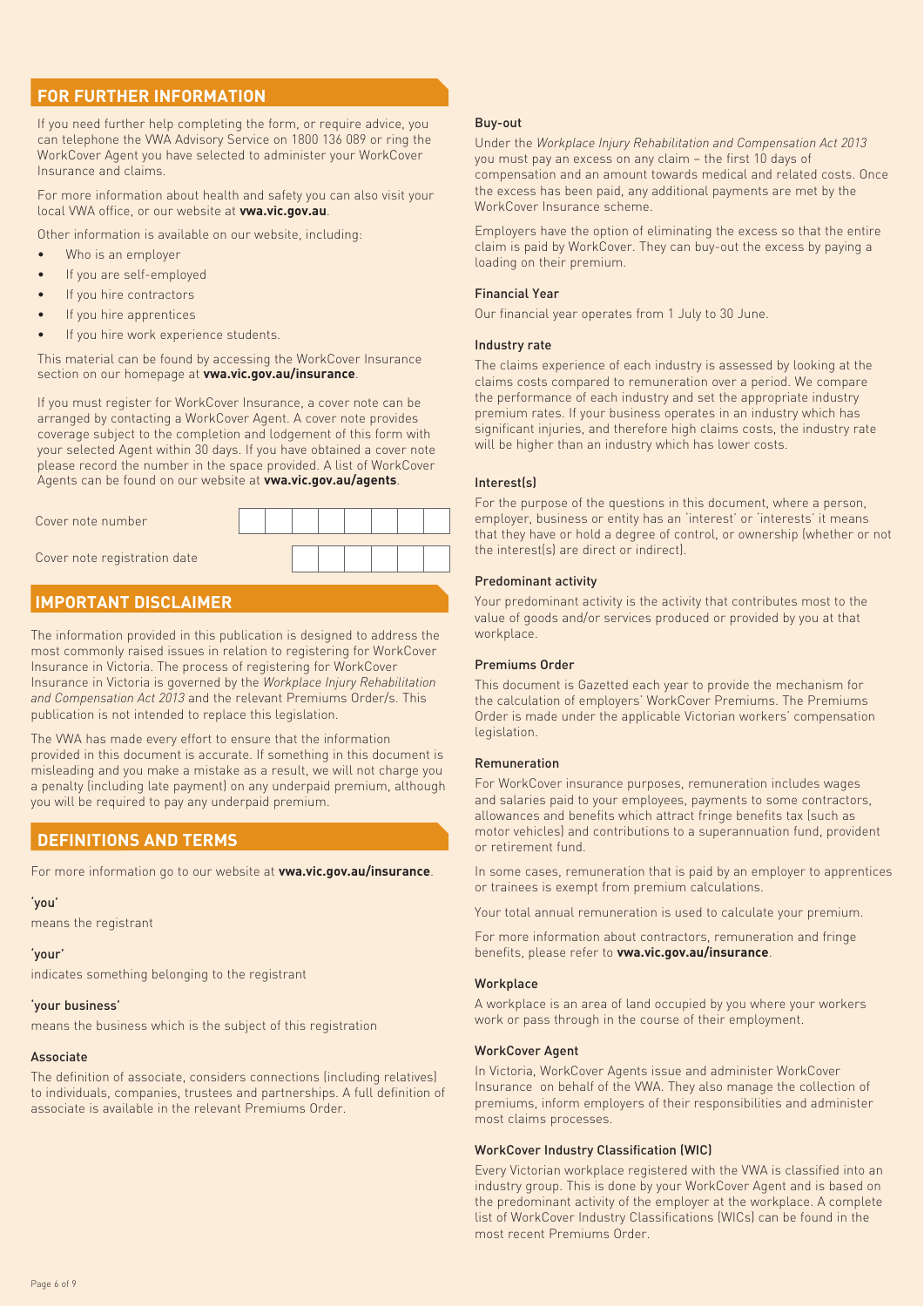## FOR FURTHER INFORMATION

If you need further help completing the form, or require advice, you can telephone the VWA Advisory Service on 1800 136 089 or ring the WorkCover Agent you have selected to administer your WorkCover Insurance and claims.

For more information about health and safety you can also visit your local VWA office, or our website at **vwa.vic.gov.au**.

Other information is available on our website, including:

- Who is an employer
- If you are self-employed
- If you hire contractors
- If you hire apprentices
- If you hire work experience students.

This material can be found by accessing the WorkCover Insurance section on our homepage at **vwa.vic.gov.au/insurance**.

If you must register for WorkCover Insurance, a cover note can be arranged by contacting a WorkCover Agent. A cover note provides coverage subject to the completion and lodgement of this form with your selected Agent within 30 days. If you have obtained a cover note please record the number in the space provided. A list of WorkCover Agents can be found on our website at **vwa.vic.gov.au/agents**.

Cover note number

Cover note registration date

## IMPORTANT DISCLAIMER

The information provided in this publication is designed to address the most commonly raised issues in relation to registering for WorkCover Insurance in Victoria. The process of registering for WorkCover Insurance in Victoria is governed by the *Workplace Injury Rehabilitation and Compensation Act 2013* and the relevant Premiums Order/s. This publication is not intended to replace this legislation.

The VWA has made every effort to ensure that the information provided in this document is accurate. If something in this document is misleading and you make a mistake as a result, we will not charge you a penalty (including late payment) on any underpaid premium, although you will be required to pay any underpaid premium.

## DEFINITIONS AND TERMS

For more information go to our website at **vwa.vic.gov.au/insurance**.

### 'you'

means the registrant

### 'your'

indicates something belonging to the registrant

### 'your business'

means the business which is the subject of this registration

### Associate

The definition of associate, considers connections (including relatives) to individuals, companies, trustees and partnerships. A full definition of associate is available in the relevant Premiums Order.

### Buy-out

Under the *Workplace Injury Rehabilitation and Compensation Act 2013* you must pay an excess on any claim – the first 10 days of compensation and an amount towards medical and related costs. Once the excess has been paid, any additional payments are met by the WorkCover Insurance scheme.

Employers have the option of eliminating the excess so that the entire claim is paid by WorkCover. They can buy-out the excess by paying a loading on their premium.

### Financial Year

Our financial year operates from 1 July to 30 June.

### Industry rate

The claims experience of each industry is assessed by looking at the claims costs compared to remuneration over a period. We compare the performance of each industry and set the appropriate industry premium rates. If your business operates in an industry which has significant injuries, and therefore high claims costs, the industry rate will be higher than an industry which has lower costs.

### Interest(s)

For the purpose of the questions in this document, where a person, employer, business or entity has an 'interest' or 'interests' it means that they have or hold a degree of control, or ownership (whether or not the interest(s) are direct or indirect).

### Predominant activity

Your predominant activity is the activity that contributes most to the value of goods and/or services produced or provided by you at that workplace.

### Premiums Order

This document is Gazetted each year to provide the mechanism for the calculation of employers' WorkCover Premiums. The Premiums Order is made under the applicable Victorian workers' compensation legislation.

### Remuneration

For WorkCover insurance purposes, remuneration includes wages and salaries paid to your employees, payments to some contractors, allowances and benefits which attract fringe benefits tax (such as motor vehicles) and contributions to a superannuation fund, provident or retirement fund.

In some cases, remuneration that is paid by an employer to apprentices or trainees is exempt from premium calculations.

Your total annual remuneration is used to calculate your premium.

For more information about contractors, remuneration and fringe benefits, please refer to **vwa.vic.gov.au/insurance**.

### Workplace

A workplace is an area of land occupied by you where your workers work or pass through in the course of their employment.

### WorkCover Agent

In Victoria, WorkCover Agents issue and administer WorkCover Insurance on behalf of the VWA. They also manage the collection of premiums, inform employers of their responsibilities and administer most claims processes.

### WorkCover Industry Classification (WIC)

Every Victorian workplace registered with the VWA is classified into an industry group. This is done by your WorkCover Agent and is based on the predominant activity of the employer at the workplace. A complete list of WorkCover Industry Classifications (WICs) can be found in the most recent Premiums Order.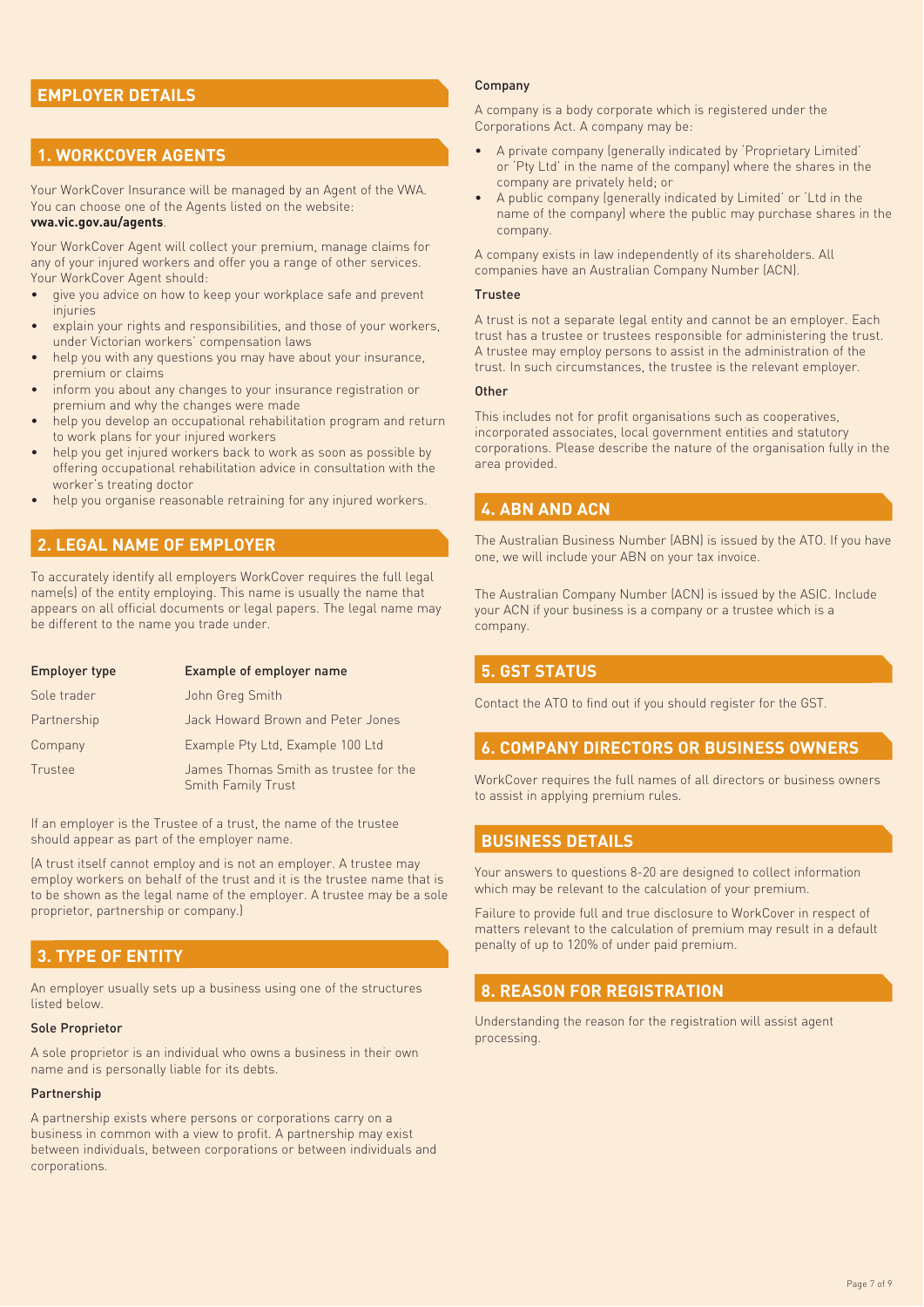# EMPLOYER DETAILS

## 1. WORKCOVER AGENTS

Your WorkCover Insurance will be managed by an Agent of the VWA. You can choose one of the Agents listed on the website: **vwa.vic.gov.au/agents**.

Your WorkCover Agent will collect your premium, manage claims for any of your injured workers and offer you a range of other services. Your WorkCover Agent should:

- give you advice on how to keep your workplace safe and prevent injuries
- explain your rights and responsibilities, and those of your workers, under Victorian workers' compensation laws
- help you with any questions you may have about your insurance, premium or claims
- inform you about any changes to your insurance registration or premium and why the changes were made
- help you develop an occupational rehabilitation program and return to work plans for your injured workers
- help you get injured workers back to work as soon as possible by offering occupational rehabilitation advice in consultation with the worker's treating doctor
- help you organise reasonable retraining for any injured workers.

## 2. LEGAL NAME OF EMPLOYER

To accurately identify all employers WorkCover requires the full legal name(s) of the entity employing. This name is usually the name that appears on all official documents or legal papers. The legal name may be different to the name you trade under.

| Employer type | Example of employer name |
|---|---|
| Sole trader | John Greg Smith |
| Partnership | Jack Howard Brown and Peter Jones |
| Company | Example Pty Ltd, Example 100 Ltd |
| Trustee | James Thomas Smith as trustee for the Smith Family Trust |

If an employer is the Trustee of a trust, the name of the trustee should appear as part of the employer name.

(A trust itself cannot employ and is not an employer. A trustee may employ workers on behalf of the trust and it is the trustee name that is to be shown as the legal name of the employer. A trustee may be a sole proprietor, partnership or company.)

## 3. TYPE OF ENTITY

An employer usually sets up a business using one of the structures listed below.

### Sole Proprietor

A sole proprietor is an individual who owns a business in their own name and is personally liable for its debts.

### Partnership

A partnership exists where persons or corporations carry on a business in common with a view to profit. A partnership may exist between individuals, between corporations or between individuals and corporations.

### Company

A company is a body corporate which is registered under the Corporations Act. A company may be:

- A private company (generally indicated by 'Proprietary Limited' or 'Pty Ltd' in the name of the company) where the shares in the company are privately held; or
- A public company (generally indicated by Limited' or 'Ltd in the name of the company) where the public may purchase shares in the company.

A company exists in law independently of its shareholders. All companies have an Australian Company Number (ACN).

### Trustee

A trust is not a separate legal entity and cannot be an employer. Each trust has a trustee or trustees responsible for administering the trust. A trustee may employ persons to assist in the administration of the trust. In such circumstances, the trustee is the relevant employer.

### Other

This includes not for profit organisations such as cooperatives, incorporated associates, local government entities and statutory corporations. Please describe the nature of the organisation fully in the area provided.

## 4. ABN AND ACN

The Australian Business Number (ABN) is issued by the ATO. If you have one, we will include your ABN on your tax invoice.

The Australian Company Number (ACN) is issued by the ASIC. Include your ACN if your business is a company or a trustee which is a company.

## 5. GST STATUS

Contact the ATO to find out if you should register for the GST.

## 6. COMPANY DIRECTORS OR BUSINESS OWNERS

WorkCover requires the full names of all directors or business owners to assist in applying premium rules.

# BUSINESS DETAILS

Your answers to questions 8-20 are designed to collect information which may be relevant to the calculation of your premium.

Failure to provide full and true disclosure to WorkCover in respect of matters relevant to the calculation of premium may result in a default penalty of up to 120% of under paid premium.

## 8. REASON FOR REGISTRATION

Understanding the reason for the registration will assist agent processing.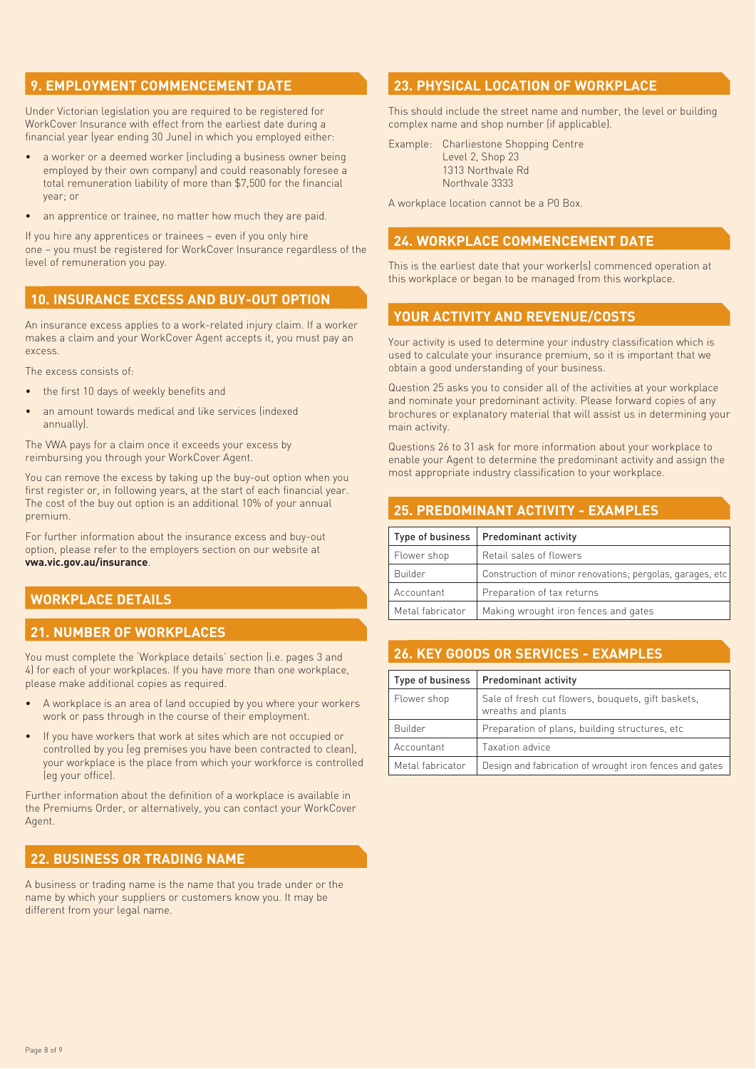## 9. EMPLOYMENT COMMENCEMENT DATE

Under Victorian legislation you are required to be registered for WorkCover Insurance with effect from the earliest date during a financial year (year ending 30 June) in which you employed either:

- a worker or a deemed worker (including a business owner being employed by their own company) and could reasonably foresee a total remuneration liability of more than $7,500 for the financial year; or
- an apprentice or trainee, no matter how much they are paid.

If you hire any apprentices or trainees – even if you only hire one – you must be registered for WorkCover Insurance regardless of the level of remuneration you pay.

## 10. INSURANCE EXCESS AND BUY-OUT OPTION

An insurance excess applies to a work-related injury claim. If a worker makes a claim and your WorkCover Agent accepts it, you must pay an excess.

The excess consists of:

- the first 10 days of weekly benefits and
- an amount towards medical and like services (indexed annually).

The VWA pays for a claim once it exceeds your excess by reimbursing you through your WorkCover Agent.

You can remove the excess by taking up the buy-out option when you first register or, in following years, at the start of each financial year. The cost of the buy out option is an additional 10% of your annual premium.

For further information about the insurance excess and buy-out option, please refer to the employers section on our website at **vwa.vic.gov.au/insurance**.

## WORKPLACE DETAILS

## 21. NUMBER OF WORKPLACES

You must complete the 'Workplace details' section (i.e. pages 3 and 4) for each of your workplaces. If you have more than one workplace, please make additional copies as required.

- A workplace is an area of land occupied by you where your workers work or pass through in the course of their employment.
- If you have workers that work at sites which are not occupied or controlled by you (eg premises you have been contracted to clean), your workplace is the place from which your workforce is controlled (eg your office).

Further information about the definition of a workplace is available in the Premiums Order, or alternatively, you can contact your WorkCover Agent.

## 22. BUSINESS OR TRADING NAME

A business or trading name is the name that you trade under or the name by which your suppliers or customers know you. It may be different from your legal name.

## 23. PHYSICAL LOCATION OF WORKPLACE

This should include the street name and number, the level or building complex name and shop number (if applicable).

Example: Charliestone Shopping Centre
Level 2, Shop 23
1313 Northvale Rd
Northvale 3333

A workplace location cannot be a PO Box.

## 24. WORKPLACE COMMENCEMENT DATE

This is the earliest date that your worker(s) commenced operation at this workplace or began to be managed from this workplace.

## YOUR ACTIVITY AND REVENUE/COSTS

Your activity is used to determine your industry classification which is used to calculate your insurance premium, so it is important that we obtain a good understanding of your business.

Question 25 asks you to consider all of the activities at your workplace and nominate your predominant activity. Please forward copies of any brochures or explanatory material that will assist us in determining your main activity.

Questions 26 to 31 ask for more information about your workplace to enable your Agent to determine the predominant activity and assign the most appropriate industry classification to your workplace.

## 25. PREDOMINANT ACTIVITY - EXAMPLES

| Type of business | Predominant activity |
|---|---|
| Flower shop | Retail sales of flowers |
| Builder | Construction of minor renovations; pergolas, garages, etc |
| Accountant | Preparation of tax returns |
| Metal fabricator | Making wrought iron fences and gates |

## 26. KEY GOODS OR SERVICES - EXAMPLES

| Type of business | Predominant activity |
|---|---|
| Flower shop | Sale of fresh cut flowers, bouquets, gift baskets, wreaths and plants |
| Builder | Preparation of plans, building structures, etc |
| Accountant | Taxation advice |
| Metal fabricator | Design and fabrication of wrought iron fences and gates |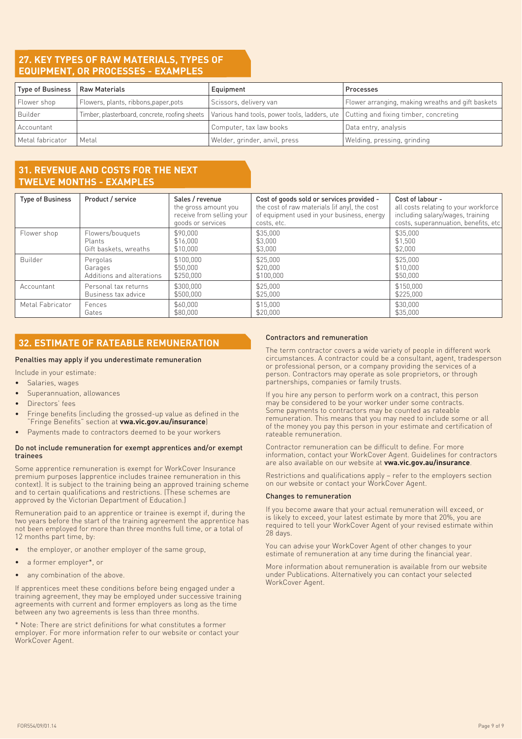## 27. KEY TYPES OF RAW MATERIALS, TYPES OF EQUIPMENT, OR PROCESSES - EXAMPLES

| Type of Business | Raw Materials | Equipment | Processes |
|---|---|---|---|
| Flower shop | Flowers, plants, ribbons,paper,pots | Scissors, delivery van | Flower arranging, making wreaths and gift baskets |
| Builder | Timber, plasterboard, concrete, roofing sheets | Various hand tools, power tools, ladders, ute | Cutting and fixing timber, concreting |
| Accountant | | Computer, tax law books | Data entry, analysis |
| Metal fabricator | Metal | Welder, grinder, anvil, press | Welding, pressing, grinding |

## 31. REVENUE AND COSTS FOR THE NEXT TWELVE MONTHS - EXAMPLES

| Type of Business | Product / service | Sales / revenue<br>the gross amount you receive from selling your goods or services | Cost of goods sold or services provided -<br>the cost of raw materials (if any), the cost of equipment used in your business, energy costs, etc. | Cost of labour -<br>all costs relating to your workforce including salary/wages, training costs, superannuation, benefits, etc |
|---|---|---|---|---|
| Flower shop | Flowers/bouquets<br>Plants<br>Gift baskets, wreaths | \$90,000<br>\$16,000<br>\$10,000 | \$35,000<br>\$3,000<br>\$3,000 | \$35,000<br>\$1,500<br>\$2,000 |
| Builder | Pergolas<br>Garages<br>Additions and alterations | \$100,000<br>\$50,000<br>\$250,000 | \$25,000<br>\$20,000<br>\$100,000 | \$25,000<br>\$10,000<br>\$50,000 |
| Accountant | Personal tax returns<br>Business tax advice | \$300,000<br>\$500,000 | \$25,000<br>\$25,000 | \$150,000<br>\$225,000 |
| Metal Fabricator | Fences<br>Gates | \$60,000<br>\$80,000 | \$15,000<br>\$20,000 | \$30,000<br>\$35,000 |

## 32. ESTIMATE OF RATEABLE REMUNERATION

### Penalties may apply if you underestimate remuneration

Include in your estimate:

- Salaries, wages
- Superannuation, allowances
- Directors' fees
- Fringe benefits (including the grossed-up value as defined in the "Fringe Benefits" section at **vwa.vic.gov.au/insurance**)
- Payments made to contractors deemed to be your workers

### Do not include remuneration for exempt apprentices and/or exempt trainees

Some apprentice remuneration is exempt for WorkCover Insurance premium purposes (apprentice includes trainee remuneration in this context). It is subject to the training being an approved training scheme and to certain qualifications and restrictions. (These schemes are approved by the Victorian Department of Education.)

Remuneration paid to an apprentice or trainee is exempt if, during the two years before the start of the training agreement the apprentice has not been employed for more than three months full time, or a total of 12 months part time, by:

- the employer, or another employer of the same group,
- a former employer*, or
- any combination of the above.

If apprentices meet these conditions before being engaged under a training agreement, they may be employed under successive training agreements with current and former employers as long as the time between any two agreements is less than three months.

* Note: There are strict definitions for what constitutes a former employer. For more information refer to our website or contact your WorkCover Agent.

### Contractors and remuneration

The term contractor covers a wide variety of people in different work circumstances. A contractor could be a consultant, agent, tradesperson or professional person, or a company providing the services of a person. Contractors may operate as sole proprietors, or through partnerships, companies or family trusts.

If you hire any person to perform work on a contract, this person may be considered to be your worker under some contracts. Some payments to contractors may be counted as rateable remuneration. This means that you may need to include some or all of the money you pay this person in your estimate and certification of rateable remuneration.

Contractor remuneration can be difficult to define. For more information, contact your WorkCover Agent. Guidelines for contractors are also available on our website at **vwa.vic.gov.au/insurance**.

Restrictions and qualifications apply – refer to the employers section on our website or contact your WorkCover Agent.

### Changes to remuneration

If you become aware that your actual remuneration will exceed, or is likely to exceed, your latest estimate by more that 20%, you are required to tell your WorkCover Agent of your revised estimate within 28 days.

You can advise your WorkCover Agent of other changes to your estimate of remuneration at any time during the financial year.

More information about remuneration is available from our website under Publications. Alternatively you can contact your selected WorkCover Agent.

FOR554/09/01.14